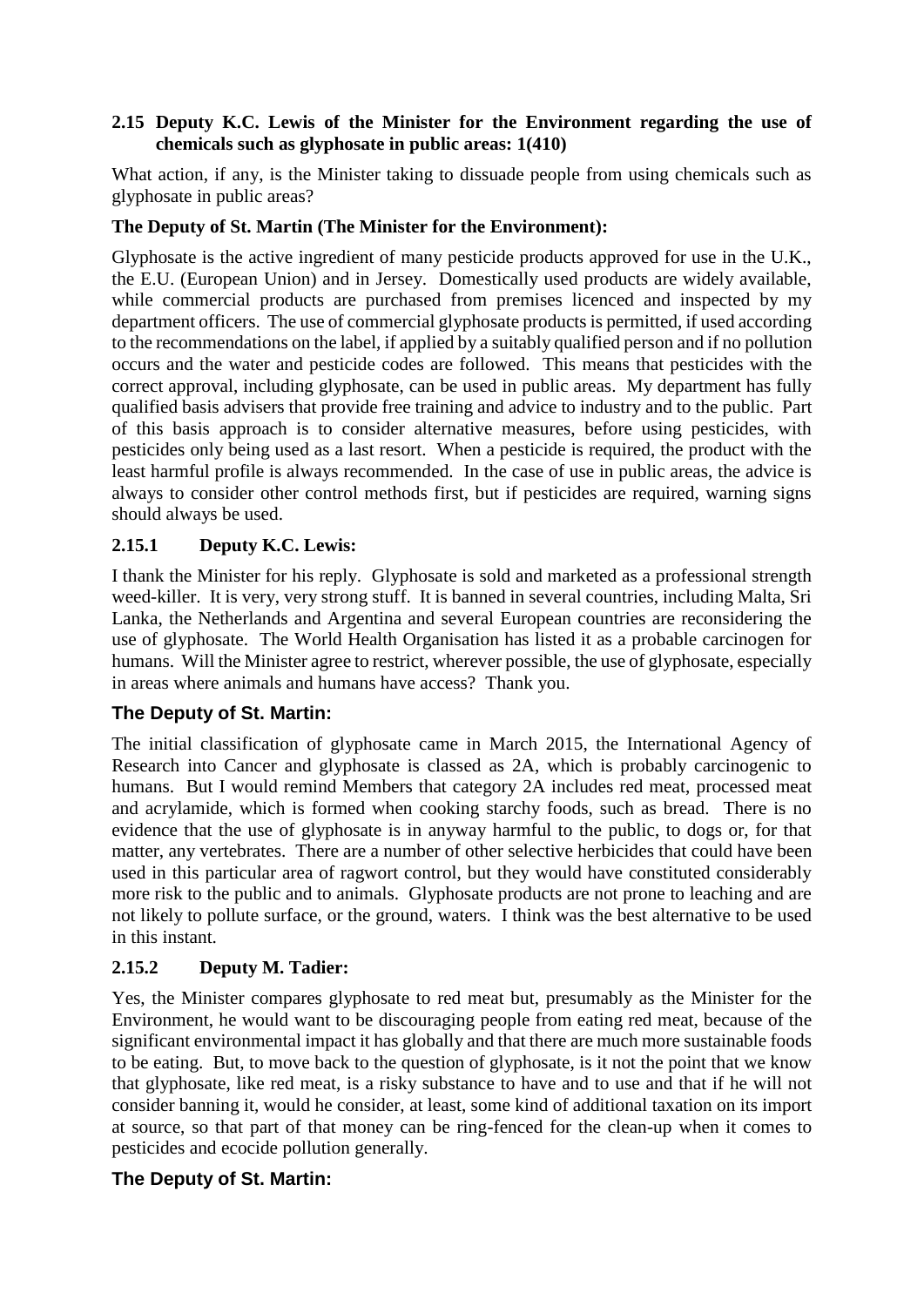**2.15 Deputy K.C. Lewis of the Minister for the Environment regarding the use of chemicals such as glyphosate in public areas: 1(410)**

What action, if any, is the Minister taking to dissuade people from using chemicals such as glyphosate in public areas?

**The Deputy of St. Martin (The Minister for the Environment):**

Glyphosate is the active ingredient of many pesticide products approved for use in the U.K., the E.U. (European Union) and in Jersey. Domestically used products are widely available, while commercial products are purchased from premises licenced and inspected by my department officers. The use of commercial glyphosate products is permitted, if used according to the recommendations on the label, if applied by a suitably qualified person and if no pollution occurs and the water and pesticide codes are followed. This means that pesticides with the correct approval, including glyphosate, can be used in public areas. My department has fully qualified basis advisers that provide free training and advice to industry and to the public. Part of this basis approach is to consider alternative measures, before using pesticides, with pesticides only being used as a last resort. When a pesticide is required, the product with the least harmful profile is always recommended. In the case of use in public areas, the advice is always to consider other control methods first, but if pesticides are required, warning signs should always be used.

**2.15.1 Deputy K.C. Lewis:**

I thank the Minister for his reply. Glyphosate is sold and marketed as a professional strength weed-killer. It is very, very strong stuff. It is banned in several countries, including Malta, Sri Lanka, the Netherlands and Argentina and several European countries are reconsidering the use of glyphosate. The World Health Organisation has listed it as a probable carcinogen for humans. Will the Minister agree to restrict, wherever possible, the use of glyphosate, especially in areas where animals and humans have access? Thank you.

**The Deputy of St. Martin:**

The initial classification of glyphosate came in March 2015, the International Agency of Research into Cancer and glyphosate is classed as 2A, which is probably carcinogenic to humans. But I would remind Members that category 2A includes red meat, processed meat and acrylamide, which is formed when cooking starchy foods, such as bread. There is no evidence that the use of glyphosate is in anyway harmful to the public, to dogs or, for that matter, any vertebrates. There are a number of other selective herbicides that could have been used in this particular area of ragwort control, but they would have constituted considerably more risk to the public and to animals. Glyphosate products are not prone to leaching and are not likely to pollute surface, or the ground, waters. I think was the best alternative to be used in this instant.

**2.15.2 Deputy M. Tadier:**

Yes, the Minister compares glyphosate to red meat but, presumably as the Minister for the Environment, he would want to be discouraging people from eating red meat, because of the significant environmental impact it has globally and that there are much more sustainable foods to be eating. But, to move back to the question of glyphosate, is it not the point that we know that glyphosate, like red meat, is a risky substance to have and to use and that if he will not consider banning it, would he consider, at least, some kind of additional taxation on its import at source, so that part of that money can be ring-fenced for the clean-up when it comes to pesticides and ecocide pollution generally.

**The Deputy of St. Martin:**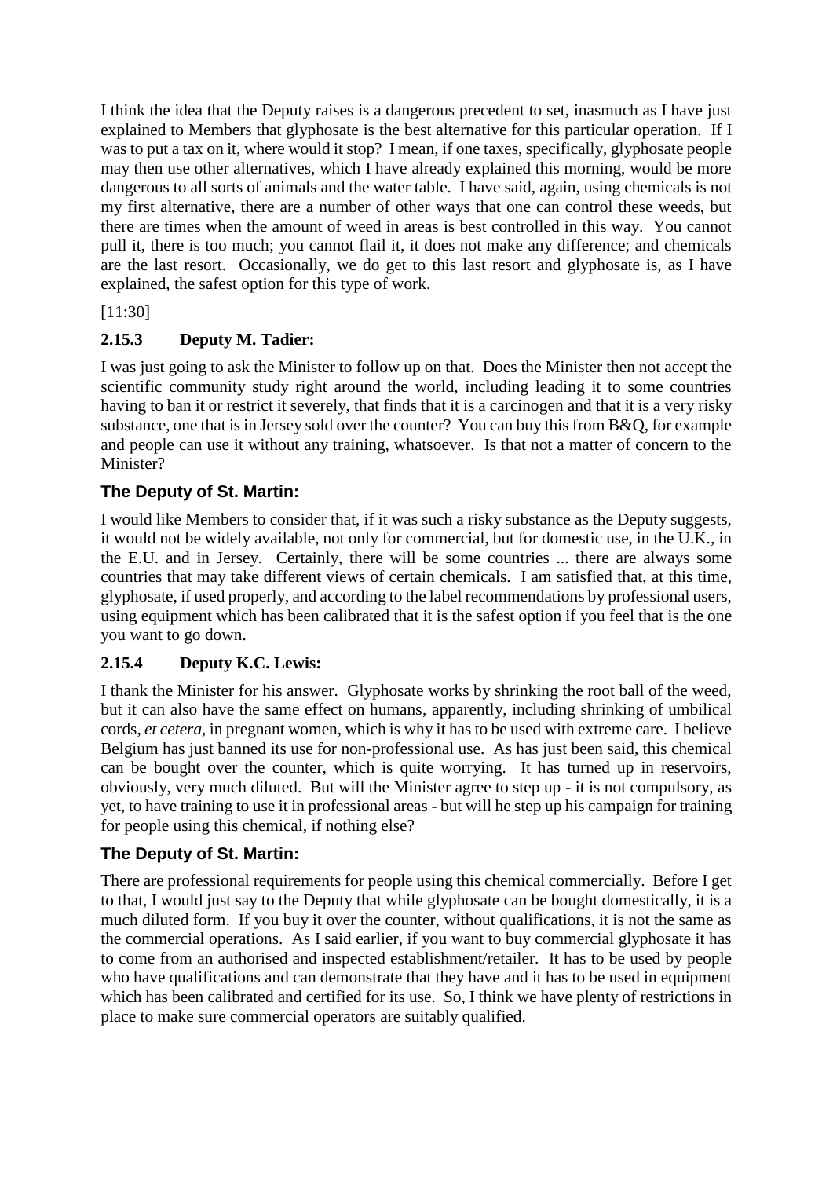I think the idea that the Deputy raises is a dangerous precedent to set, inasmuch as I have just explained to Members that glyphosate is the best alternative for this particular operation. If I was to put a tax on it, where would it stop? I mean, if one taxes, specifically, glyphosate people may then use other alternatives, which I have already explained this morning, would be more dangerous to all sorts of animals and the water table. I have said, again, using chemicals is not my first alternative, there are a number of other ways that one can control these weeds, but there are times when the amount of weed in areas is best controlled in this way. You cannot pull it, there is too much; you cannot flail it, it does not make any difference; and chemicals are the last resort. Occasionally, we do get to this last resort and glyphosate is, as I have explained, the safest option for this type of work.

[11:30]

### 2.15.3 Deputy M. Tadier:

I was just going to ask the Minister to follow up on that. Does the Minister then not accept the scientific community study right around the world, including leading it to some countries having to ban it or restrict it severely, that finds that it is a carcinogen and that it is a very risky substance, one that is in Jersey sold over the counter? You can buy this from B&Q, for example and people can use it without any training, whatsoever. Is that not a matter of concern to the Minister?

### The Deputy of St. Martin:

I would like Members to consider that, if it was such a risky substance as the Deputy suggests, it would not be widely available, not only for commercial, but for domestic use, in the U.K., in the E.U. and in Jersey. Certainly, there will be some countries ... there are always some countries that may take different views of certain chemicals. I am satisfied that, at this time, glyphosate, if used properly, and according to the label recommendations by professional users, using equipment which has been calibrated that it is the safest option if you feel that is the one you want to go down.

### 2.15.4 Deputy K.C. Lewis:

I thank the Minister for his answer. Glyphosate works by shrinking the root ball of the weed, but it can also have the same effect on humans, apparently, including shrinking of umbilical cords, *et cetera*, in pregnant women, which is why it has to be used with extreme care. I believe Belgium has just banned its use for non-professional use. As has just been said, this chemical can be bought over the counter, which is quite worrying. It has turned up in reservoirs, obviously, very much diluted. But will the Minister agree to step up - it is not compulsory, as yet, to have training to use it in professional areas - but will he step up his campaign for training for people using this chemical, if nothing else?

### The Deputy of St. Martin:

There are professional requirements for people using this chemical commercially. Before I get to that, I would just say to the Deputy that while glyphosate can be bought domestically, it is a much diluted form. If you buy it over the counter, without qualifications, it is not the same as the commercial operations. As I said earlier, if you want to buy commercial glyphosate it has to come from an authorised and inspected establishment/retailer. It has to be used by people who have qualifications and can demonstrate that they have and it has to be used in equipment which has been calibrated and certified for its use. So, I think we have plenty of restrictions in place to make sure commercial operators are suitably qualified.